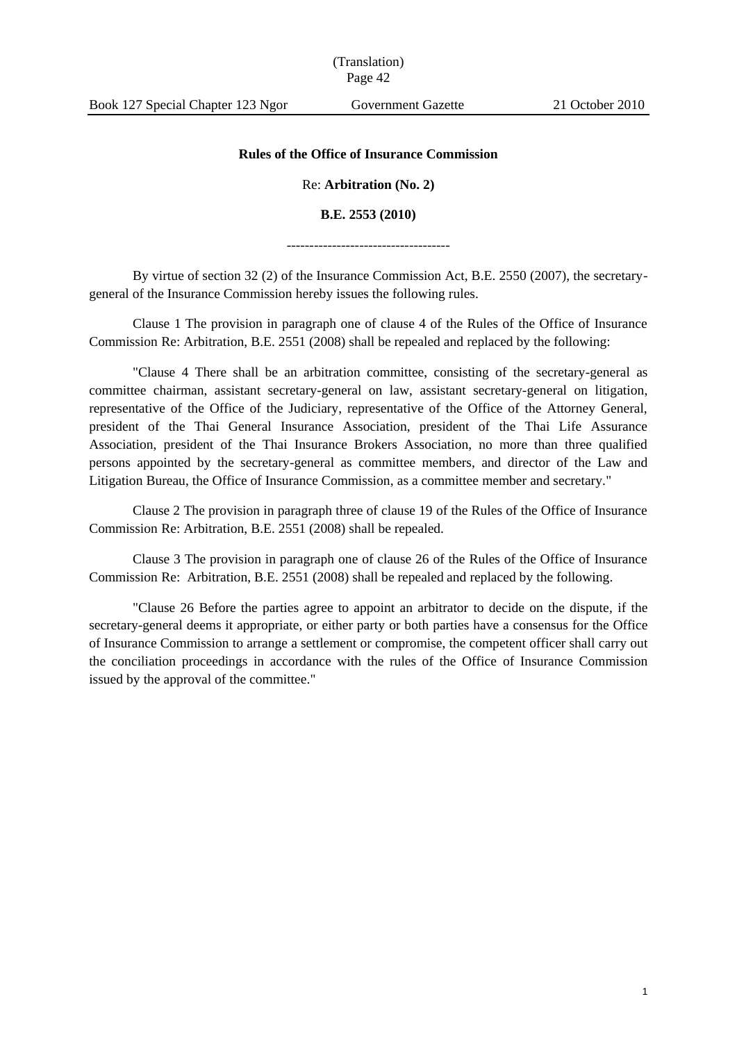(Translation)

Book 127 Special Chapter 123 Ngor Government Gazette 21 October 2010

**Rules of the Office of Insurance Commission**

Re: **Arbitration (No. 2)**

**B.E. 2553 (2010)**

------------------------------------

By virtue of section 32 (2) of the Insurance Commission Act, B.E. 2550 (2007), the secretary-general of the Insurance Commission hereby issues the following rules.

Clause 1 The provision in paragraph one of clause 4 of the Rules of the Office of Insurance Commission Re: Arbitration, B.E. 2551 (2008) shall be repealed and replaced by the following:

"Clause 4 There shall be an arbitration committee, consisting of the secretary-general as committee chairman, assistant secretary-general on law, assistant secretary-general on litigation, representative of the Office of the Judiciary, representative of the Office of the Attorney General, president of the Thai General Insurance Association, president of the Thai Life Assurance Association, president of the Thai Insurance Brokers Association, no more than three qualified persons appointed by the secretary-general as committee members, and director of the Law and Litigation Bureau, the Office of Insurance Commission, as a committee member and secretary."

Clause 2 The provision in paragraph three of clause 19 of the Rules of the Office of Insurance Commission Re: Arbitration, B.E. 2551 (2008) shall be repealed.

Clause 3 The provision in paragraph one of clause 26 of the Rules of the Office of Insurance Commission Re: Arbitration, B.E. 2551 (2008) shall be repealed and replaced by the following.

"Clause 26 Before the parties agree to appoint an arbitrator to decide on the dispute, if the secretary-general deems it appropriate, or either party or both parties have a consensus for the Office of Insurance Commission to arrange a settlement or compromise, the competent officer shall carry out the conciliation proceedings in accordance with the rules of the Office of Insurance Commission issued by the approval of the committee."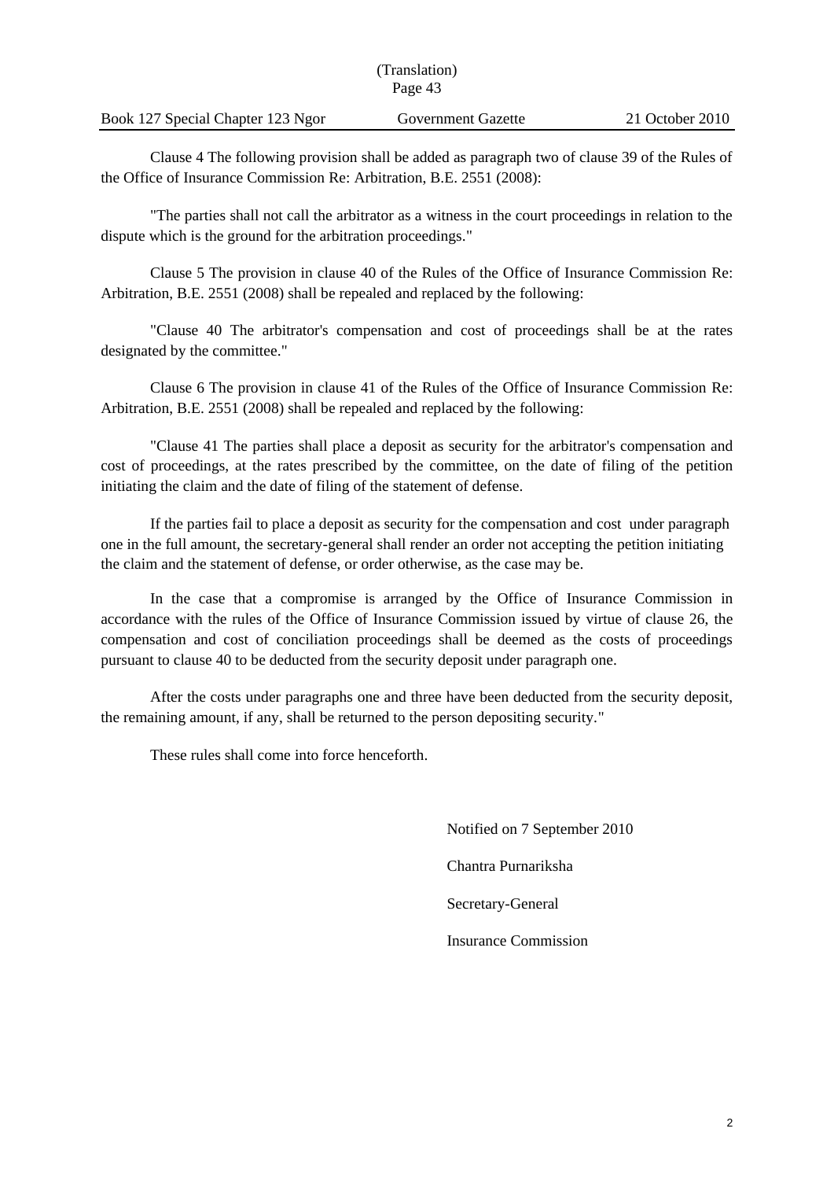Clause 4 The following provision shall be added as paragraph two of clause 39 of the Rules of the Office of Insurance Commission Re: Arbitration, B.E. 2551 (2008):

"The parties shall not call the arbitrator as a witness in the court proceedings in relation to the dispute which is the ground for the arbitration proceedings."

Clause 5 The provision in clause 40 of the Rules of the Office of Insurance Commission Re: Arbitration, B.E. 2551 (2008) shall be repealed and replaced by the following:

"Clause 40 The arbitrator's compensation and cost of proceedings shall be at the rates designated by the committee."

Clause 6 The provision in clause 41 of the Rules of the Office of Insurance Commission Re: Arbitration, B.E. 2551 (2008) shall be repealed and replaced by the following:

"Clause 41 The parties shall place a deposit as security for the arbitrator's compensation and cost of proceedings, at the rates prescribed by the committee, on the date of filing of the petition initiating the claim and the date of filing of the statement of defense.

If the parties fail to place a deposit as security for the compensation and cost under paragraph one in the full amount, the secretary-general shall render an order not accepting the petition initiating the claim and the statement of defense, or order otherwise, as the case may be.

In the case that a compromise is arranged by the Office of Insurance Commission in accordance with the rules of the Office of Insurance Commission issued by virtue of clause 26, the compensation and cost of conciliation proceedings shall be deemed as the costs of proceedings pursuant to clause 40 to be deducted from the security deposit under paragraph one.

After the costs under paragraphs one and three have been deducted from the security deposit, the remaining amount, if any, shall be returned to the person depositing security."

These rules shall come into force henceforth.

Notified on 7 September 2010

Chantra Purnariksha

Secretary-General

Insurance Commission